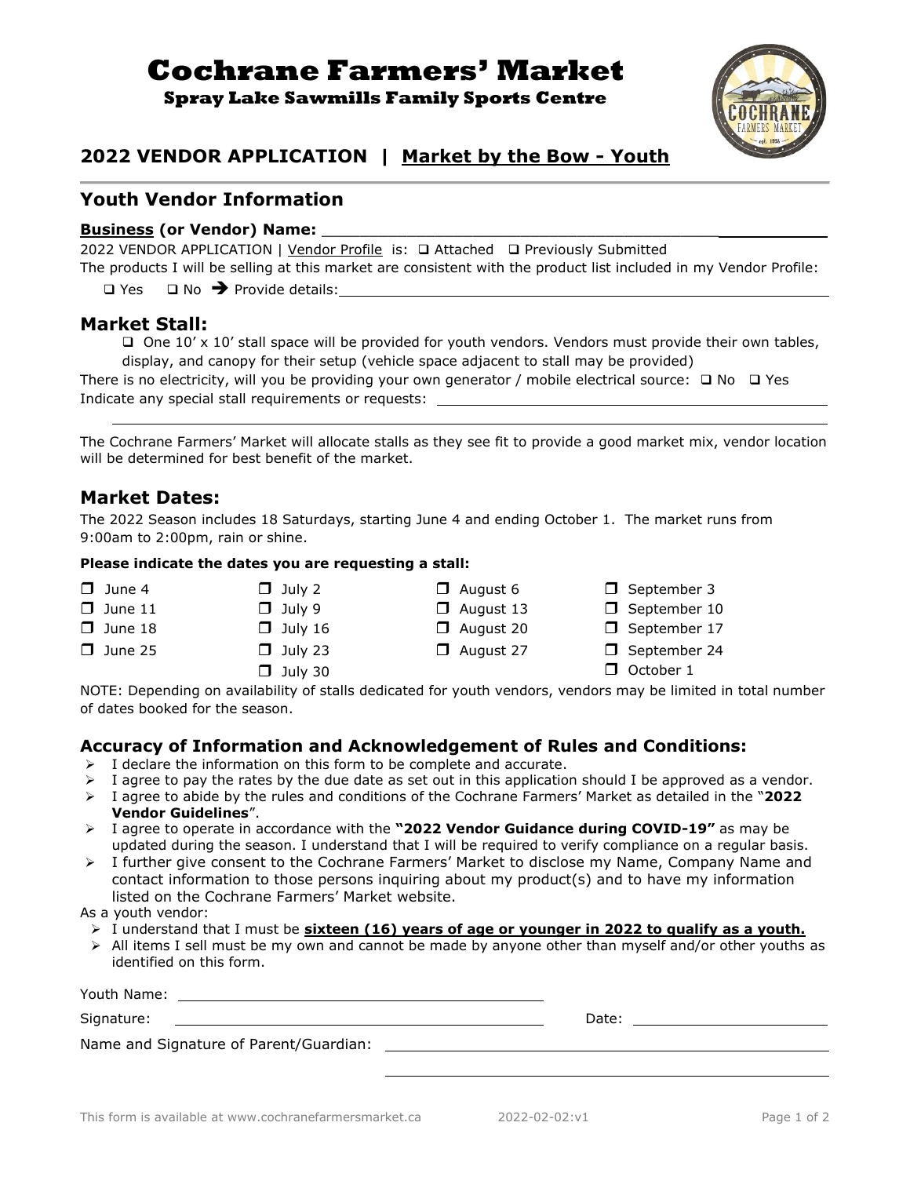# Cochrane Farmers' Market

**Spray Lake Sawmills Family Sports Centre**

## 2022 VENDOR APPLICATION | Market by the Bow - Youth

## Youth Vendor Information

**Business (or Vendor) Name:** ____________________________________________

2022 VENDOR APPLICATION | Vendor Profile is: ❑ Attached ❑ Previously Submitted

The products I will be selling at this market are consistent with the product list included in my Vendor Profile:

❑ Yes ❑ No ➔ Provide details: ____________________________________________

## Market Stall:

❑ One 10' x 10' stall space will be provided for youth vendors. Vendors must provide their own tables, display, and canopy for their setup (vehicle space adjacent to stall may be provided)

There is no electricity, will you be providing your own generator / mobile electrical source: ❑ No ❑ Yes

Indicate any special stall requirements or requests: ____________________________________________

____________________________________________

The Cochrane Farmers' Market will allocate stalls as they see fit to provide a good market mix, vendor location will be determined for best benefit of the market.

## Market Dates:

The 2022 Season includes 18 Saturdays, starting June 4 and ending October 1. The market runs from 9:00am to 2:00pm, rain or shine.

**Please indicate the dates you are requesting a stall:**

| | | | |
|---|---|---|---|
| ❑ June 4 | ❑ July 2 | ❑ August 6 | ❑ September 3 |
| ❑ June 11 | ❑ July 9 | ❑ August 13 | ❑ September 10 |
| ❑ June 18 | ❑ July 16 | ❑ August 20 | ❑ September 17 |
| ❑ June 25 | ❑ July 23 | ❑ August 27 | ❑ September 24 |
| | ❑ July 30 | | ❑ October 1 |

NOTE: Depending on availability of stalls dedicated for youth vendors, vendors may be limited in total number of dates booked for the season.

## Accuracy of Information and Acknowledgement of Rules and Conditions:

- I declare the information on this form to be complete and accurate.
- I agree to pay the rates by the due date as set out in this application should I be approved as a vendor.
- I agree to abide by the rules and conditions of the Cochrane Farmers' Market as detailed in the "**2022 Vendor Guidelines**".
- I agree to operate in accordance with the **"2022 Vendor Guidance during COVID-19"** as may be updated during the season. I understand that I will be required to verify compliance on a regular basis.
- I further give consent to the Cochrane Farmers' Market to disclose my Name, Company Name and contact information to those persons inquiring about my product(s) and to have my information listed on the Cochrane Farmers' Market website.

As a youth vendor:

- I understand that I must be **sixteen (16) years of age or younger in 2022 to qualify as a youth.**
- All items I sell must be my own and cannot be made by anyone other than myself and/or other youths as identified on this form.

Youth Name: ____________________________________________

Signature: ____________________________________________ Date: ____________________

Name and Signature of Parent/Guardian: ____________________________________________

____________________________________________

This form is available at www.cochranefarmersmarket.ca 2022-02-02:v1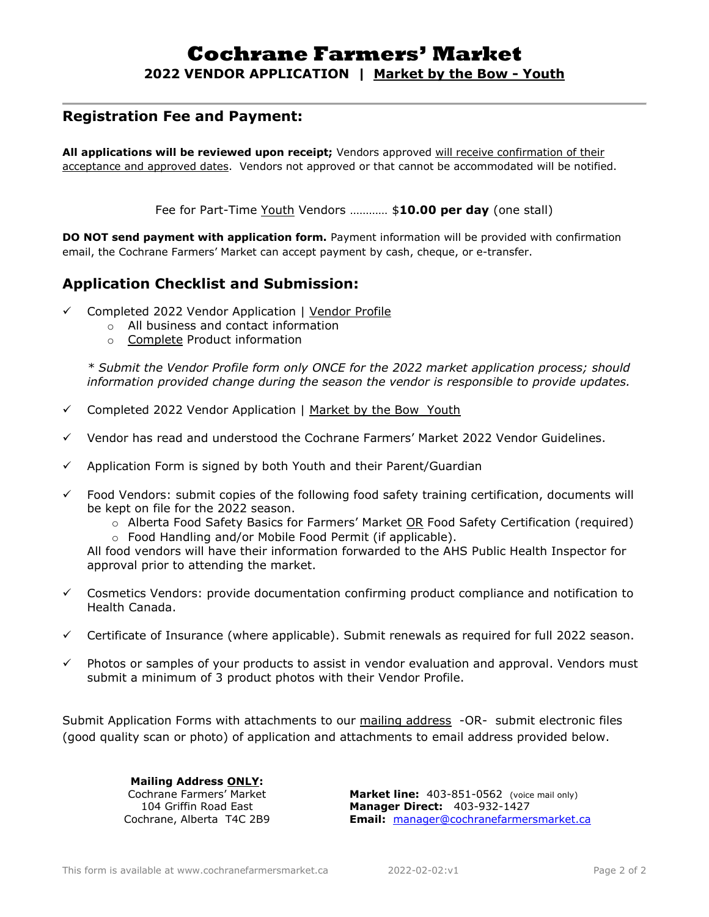# Cochrane Farmers' Market

**2022 VENDOR APPLICATION | Market by the Bow - Youth**

## Registration Fee and Payment:

**All applications will be reviewed upon receipt;** Vendors approved will receive confirmation of their acceptance and approved dates. Vendors not approved or that cannot be accommodated will be notified.

Fee for Part-Time Youth Vendors ………… $**10.00 per day** (one stall)

**DO NOT send payment with application form.** Payment information will be provided with confirmation email, the Cochrane Farmers' Market can accept payment by cash, cheque, or e-transfer.

## Application Checklist and Submission:

- ✓ Completed 2022 Vendor Application | Vendor Profile
  - All business and contact information
  - Complete Product information

  *\* Submit the Vendor Profile form only ONCE for the 2022 market application process; should information provided change during the season the vendor is responsible to provide updates.*

- ✓ Completed 2022 Vendor Application | Market by the Bow Youth
- ✓ Vendor has read and understood the Cochrane Farmers' Market 2022 Vendor Guidelines.
- ✓ Application Form is signed by both Youth and their Parent/Guardian
- ✓ Food Vendors: submit copies of the following food safety training certification, documents will be kept on file for the 2022 season.
  - Alberta Food Safety Basics for Farmers' Market OR Food Safety Certification (required)
  - Food Handling and/or Mobile Food Permit (if applicable).

  All food vendors will have their information forwarded to the AHS Public Health Inspector for approval prior to attending the market.

- ✓ Cosmetics Vendors: provide documentation confirming product compliance and notification to Health Canada.
- ✓ Certificate of Insurance (where applicable). Submit renewals as required for full 2022 season.
- ✓ Photos or samples of your products to assist in vendor evaluation and approval. Vendors must submit a minimum of 3 product photos with their Vendor Profile.

Submit Application Forms with attachments to our mailing address -OR- submit electronic files (good quality scan or photo) of application and attachments to email address provided below.

**Mailing Address ONLY:**
Cochrane Farmers' Market
104 Griffin Road East
Cochrane, Alberta T4C 2B9

**Market line:** 403-851-0562 (voice mail only)
**Manager Direct:** 403-932-1427
**Email:** manager@cochranefarmersmarket.ca

This form is available at www.cochranefarmersmarket.ca 2022-02-02:v1